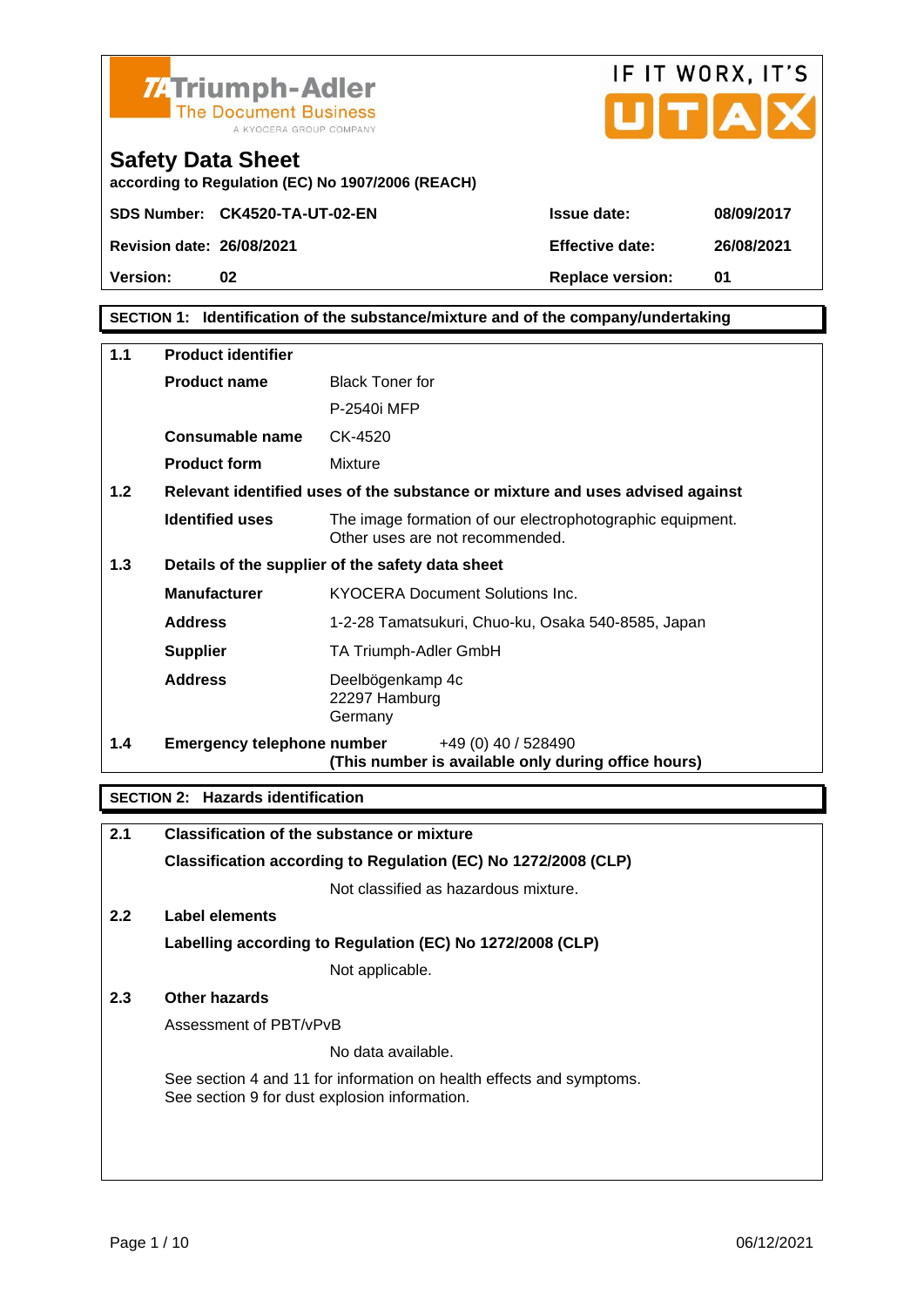**TA Triumph-Adler**
The Document Business
A KYOCERA GROUP COMPANY

IF IT WORX, IT'S UTAX

# Safety Data Sheet

**according to Regulation (EC) No 1907/2006 (REACH)**

| | | | |
|---|---|---|---|
| **SDS Number:** | **CK4520-TA-UT-02-EN** | **Issue date:** | **08/09/2017** |
| **Revision date:** | **26/08/2021** | **Effective date:** | **26/08/2021** |
| **Version:** | **02** | **Replace version:** | **01** |

## SECTION 1: Identification of the substance/mixture and of the company/undertaking

### 1.1 Product identifier

| | |
|---|---|
| **Product name** | Black Toner for P-2540i MFP |
| **Consumable name** | CK-4520 |
| **Product form** | Mixture |

### 1.2 Relevant identified uses of the substance or mixture and uses advised against

| | |
|---|---|
| **Identified uses** | The image formation of our electrophotographic equipment. Other uses are not recommended. |

### 1.3 Details of the supplier of the safety data sheet

| | |
|---|---|
| **Manufacturer** | KYOCERA Document Solutions Inc. |
| **Address** | 1-2-28 Tamatsukuri, Chuo-ku, Osaka 540-8585, Japan |
| **Supplier** | TA Triumph-Adler GmbH |
| **Address** | Deelbögenkamp 4c<br>22297 Hamburg<br>Germany |

### 1.4 Emergency telephone number

+49 (0) 40 / 528490
**(This number is available only during office hours)**

## SECTION 2: Hazards identification

### 2.1 Classification of the substance or mixture

**Classification according to Regulation (EC) No 1272/2008 (CLP)**

Not classified as hazardous mixture.

### 2.2 Label elements

**Labelling according to Regulation (EC) No 1272/2008 (CLP)**

Not applicable.

### 2.3 Other hazards

Assessment of PBT/vPvB

No data available.

See section 4 and 11 for information on health effects and symptoms.
See section 9 for dust explosion information.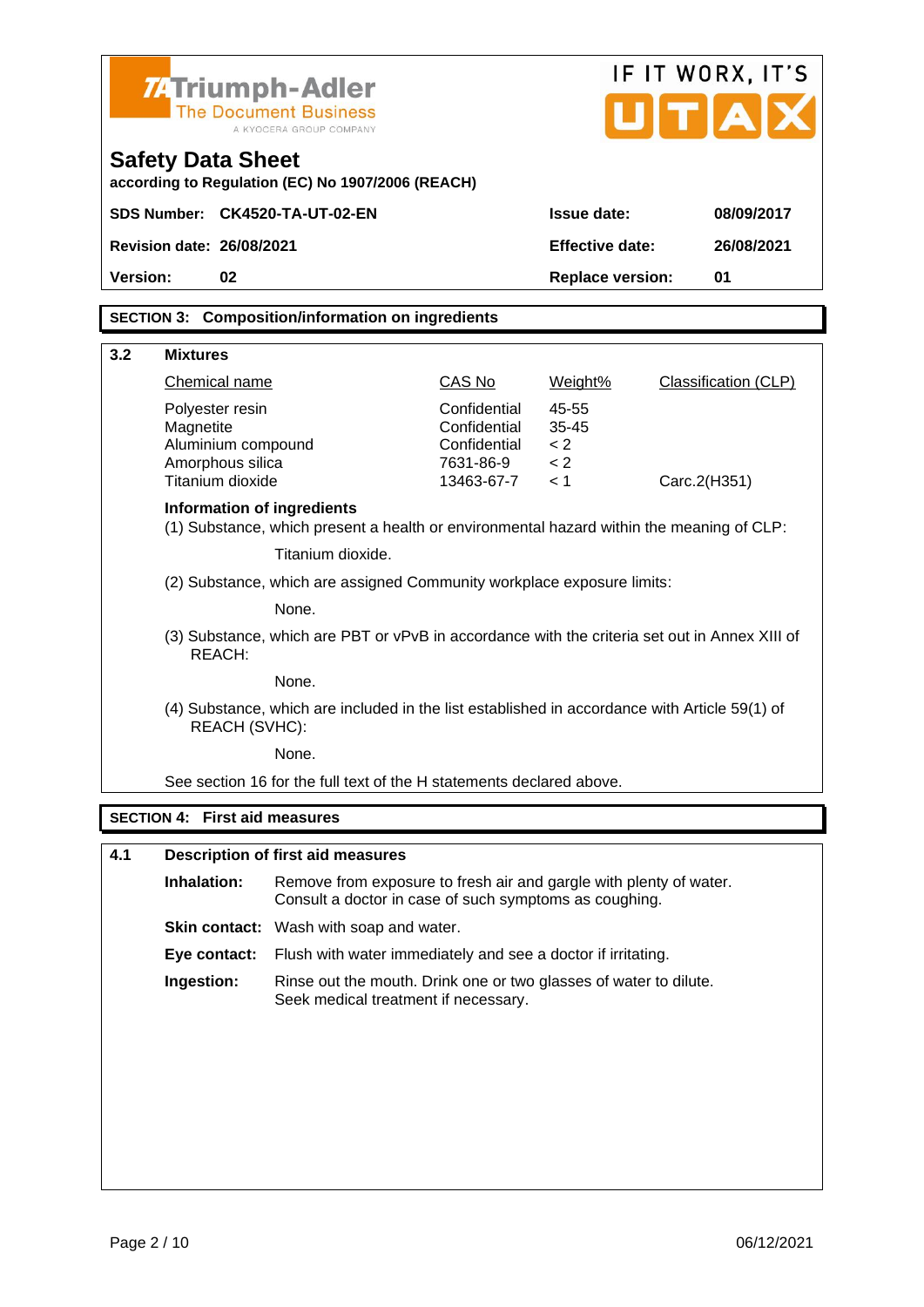## SECTION 3: Composition/information on ingredients

### 3.2 Mixtures

| Chemical name | CAS No | Weight% | Classification (CLP) |
|---|---|---|---|
| Polyester resin | Confidential | 45-55 | |
| Magnetite | Confidential | 35-45 | |
| Aluminium compound | Confidential | < 2 | |
| Amorphous silica | 7631-86-9 | < 2 | |
| Titanium dioxide | 13463-67-7 | < 1 | Carc.2(H351) |

**Information of ingredients**

(1) Substance, which present a health or environmental hazard within the meaning of CLP:

Titanium dioxide.

(2) Substance, which are assigned Community workplace exposure limits:

None.

(3) Substance, which are PBT or vPvB in accordance with the criteria set out in Annex XIII of REACH:

None.

(4) Substance, which are included in the list established in accordance with Article 59(1) of REACH (SVHC):

None.

See section 16 for the full text of the H statements declared above.

## SECTION 4: First aid measures

### 4.1 Description of first aid measures

**Inhalation:** Remove from exposure to fresh air and gargle with plenty of water. Consult a doctor in case of such symptoms as coughing.

**Skin contact:** Wash with soap and water.

**Eye contact:** Flush with water immediately and see a doctor if irritating.

**Ingestion:** Rinse out the mouth. Drink one or two glasses of water to dilute. Seek medical treatment if necessary.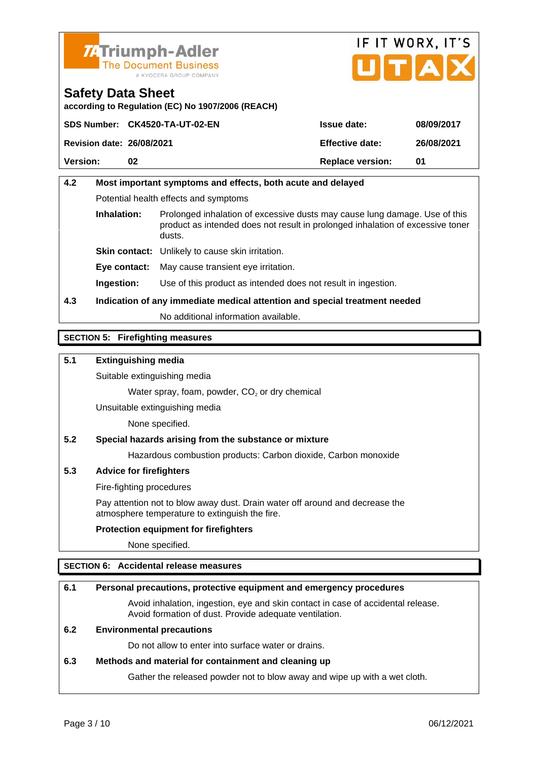**Safety Data Sheet**

**according to Regulation (EC) No 1907/2006 (REACH)**

| | | | |
|---|---|---|---|
| **SDS Number:** | **CK4520-TA-UT-02-EN** | **Issue date:** | **08/09/2017** |
| **Revision date:** | **26/08/2021** | **Effective date:** | **26/08/2021** |
| **Version:** | **02** | **Replace version:** | **01** |

**4.2 Most important symptoms and effects, both acute and delayed**

Potential health effects and symptoms

**Inhalation:** Prolonged inhalation of excessive dusts may cause lung damage. Use of this product as intended does not result in prolonged inhalation of excessive toner dusts.

**Skin contact:** Unlikely to cause skin irritation.

**Eye contact:** May cause transient eye irritation.

**Ingestion:** Use of this product as intended does not result in ingestion.

**4.3 Indication of any immediate medical attention and special treatment needed**

No additional information available.

## SECTION 5: Firefighting measures

**5.1 Extinguishing media**

Suitable extinguishing media

Water spray, foam, powder, $CO_2$ or dry chemical

Unsuitable extinguishing media

None specified.

**5.2 Special hazards arising from the substance or mixture**

Hazardous combustion products: Carbon dioxide, Carbon monoxide

**5.3 Advice for firefighters**

Fire-fighting procedures

Pay attention not to blow away dust. Drain water off around and decrease the atmosphere temperature to extinguish the fire.

**Protection equipment for firefighters**

None specified.

## SECTION 6: Accidental release measures

**6.1 Personal precautions, protective equipment and emergency procedures**

Avoid inhalation, ingestion, eye and skin contact in case of accidental release. Avoid formation of dust. Provide adequate ventilation.

**6.2 Environmental precautions**

Do not allow to enter into surface water or drains.

**6.3 Methods and material for containment and cleaning up**

Gather the released powder not to blow away and wipe up with a wet cloth.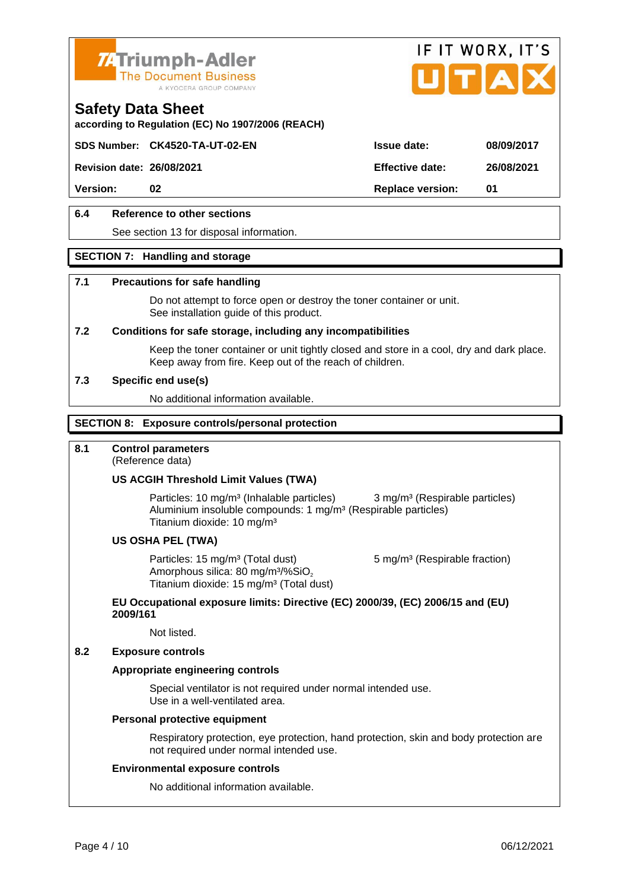### 6.4 Reference to other sections

See section 13 for disposal information.

## SECTION 7: Handling and storage

### 7.1 Precautions for safe handling

Do not attempt to force open or destroy the toner container or unit.
See installation guide of this product.

### 7.2 Conditions for safe storage, including any incompatibilities

Keep the toner container or unit tightly closed and store in a cool, dry and dark place.
Keep away from fire. Keep out of the reach of children.

### 7.3 Specific end use(s)

No additional information available.

## SECTION 8: Exposure controls/personal protection

### 8.1 Control parameters

(Reference data)

**US ACGIH Threshold Limit Values (TWA)**

Particles: 10 mg/m³ (Inhalable particles) 3 mg/m³ (Respirable particles)
Aluminium insoluble compounds: 1 mg/m³ (Respirable particles)
Titanium dioxide: 10 mg/m³

**US OSHA PEL (TWA)**

Particles: 15 mg/m³ (Total dust) 5 mg/m³ (Respirable fraction)
Amorphous silica: 80 mg/m³/%$SiO_2$
Titanium dioxide: 15 mg/m³ (Total dust)

**EU Occupational exposure limits: Directive (EC) 2000/39, (EC) 2006/15 and (EU) 2009/161**

Not listed.

### 8.2 Exposure controls

**Appropriate engineering controls**

Special ventilator is not required under normal intended use.
Use in a well-ventilated area.

**Personal protective equipment**

Respiratory protection, eye protection, hand protection, skin and body protection are not required under normal intended use.

**Environmental exposure controls**

No additional information available.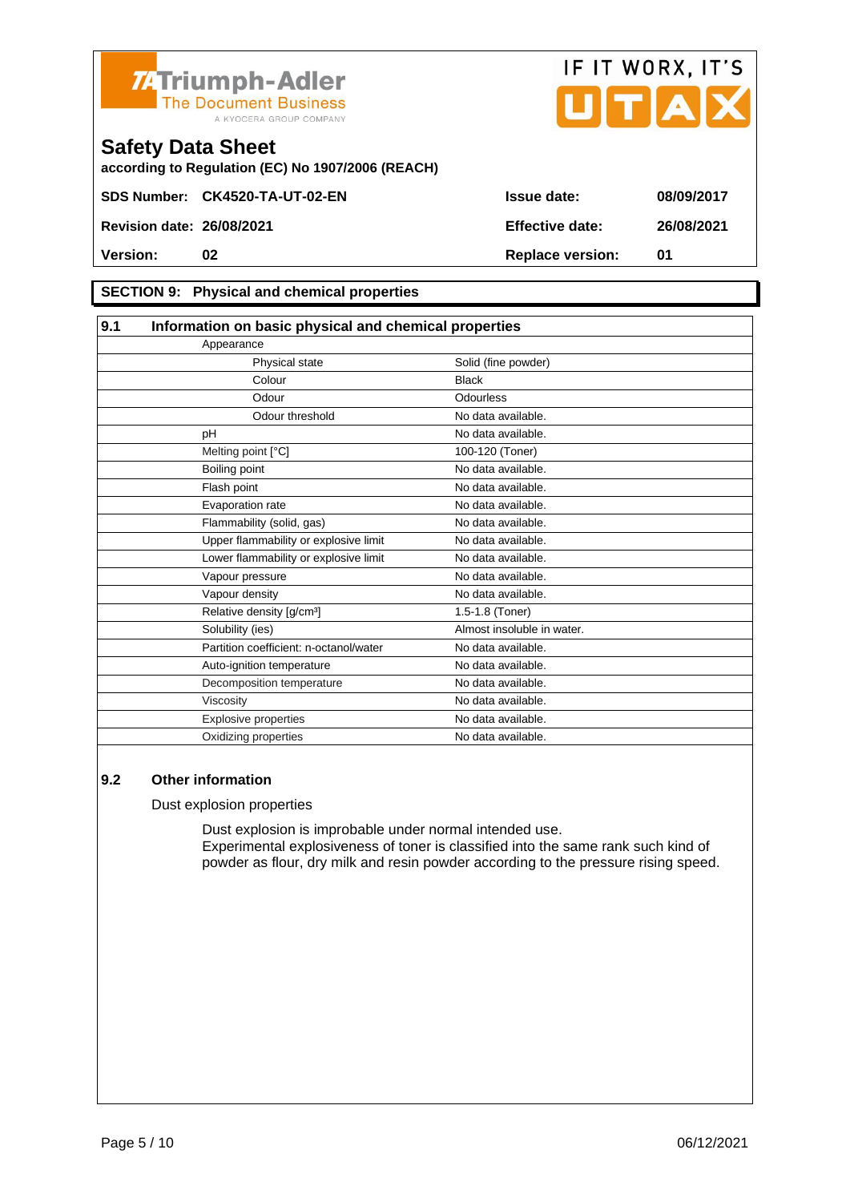Triumph-Adler
The Document Business
A KYOCERA GROUP COMPANY

IF IT WORX, IT'S UTAX

# Safety Data Sheet

**according to Regulation (EC) No 1907/2006 (REACH)**

| | | | |
|---|---|---|---|
| **SDS Number:** | **CK4520-TA-UT-02-EN** | **Issue date:** | **08/09/2017** |
| **Revision date:** | **26/08/2021** | **Effective date:** | **26/08/2021** |
| **Version:** | **02** | **Replace version:** | **01** |

## SECTION 9: Physical and chemical properties

### 9.1 Information on basic physical and chemical properties

| Property | Value |
|---|---|
| Appearance | |
| Physical state | Solid (fine powder) |
| Colour | Black |
| Odour | Odourless |
| Odour threshold | No data available. |
| pH | No data available. |
| Melting point [°C] | 100-120 (Toner) |
| Boiling point | No data available. |
| Flash point | No data available. |
| Evaporation rate | No data available. |
| Flammability (solid, gas) | No data available. |
| Upper flammability or explosive limit | No data available. |
| Lower flammability or explosive limit | No data available. |
| Vapour pressure | No data available. |
| Vapour density | No data available. |
| Relative density [g/cm³] | 1.5-1.8 (Toner) |
| Solubility (ies) | Almost insoluble in water. |
| Partition coefficient: n-octanol/water | No data available. |
| Auto-ignition temperature | No data available. |
| Decomposition temperature | No data available. |
| Viscosity | No data available. |
| Explosive properties | No data available. |
| Oxidizing properties | No data available. |

### 9.2 Other information

Dust explosion properties

Dust explosion is improbable under normal intended use.
Experimental explosiveness of toner is classified into the same rank such kind of powder as flour, dry milk and resin powder according to the pressure rising speed.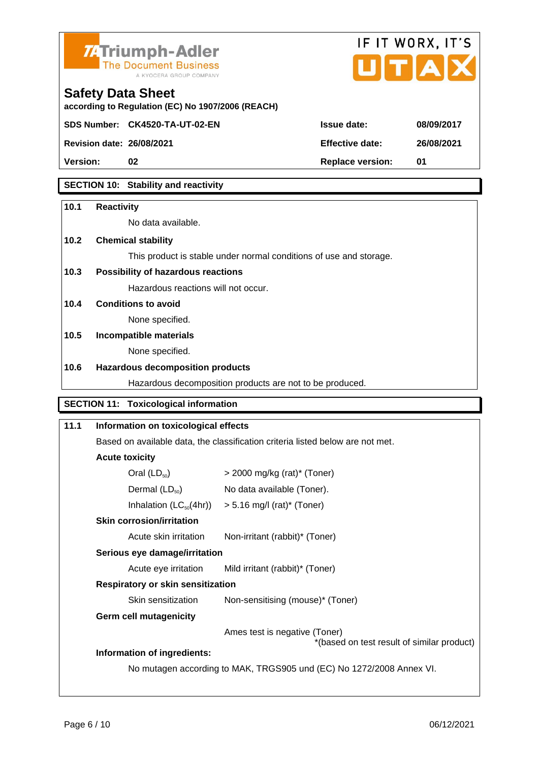## SECTION 10: Stability and reactivity

**10.1 Reactivity**

No data available.

**10.2 Chemical stability**

This product is stable under normal conditions of use and storage.

**10.3 Possibility of hazardous reactions**

Hazardous reactions will not occur.

**10.4 Conditions to avoid**

None specified.

**10.5 Incompatible materials**

None specified.

**10.6 Hazardous decomposition products**

Hazardous decomposition products are not to be produced.

## SECTION 11: Toxicological information

**11.1 Information on toxicological effects**

Based on available data, the classification criteria listed below are not met.

**Acute toxicity**

| | |
|---|---|
| Oral ($LD_{50}$) | > 2000 mg/kg (rat)* (Toner) |
| Dermal ($LD_{50}$) | No data available (Toner). |
| Inhalation ($LC_{50}$(4hr)) | > 5.16 mg/l (rat)* (Toner) |

**Skin corrosion/irritation**

| | |
|---|---|
| Acute skin irritation | Non-irritant (rabbit)* (Toner) |

**Serious eye damage/irritation**

| | |
|---|---|
| Acute eye irritation | Mild irritant (rabbit)* (Toner) |

**Respiratory or skin sensitization**

| | |
|---|---|
| Skin sensitization | Non-sensitising (mouse)* (Toner) |

**Germ cell mutagenicity**

Ames test is negative (Toner)

*(based on test result of similar product)

**Information of ingredients:**

No mutagen according to MAK, TRGS905 und (EC) No 1272/2008 Annex VI.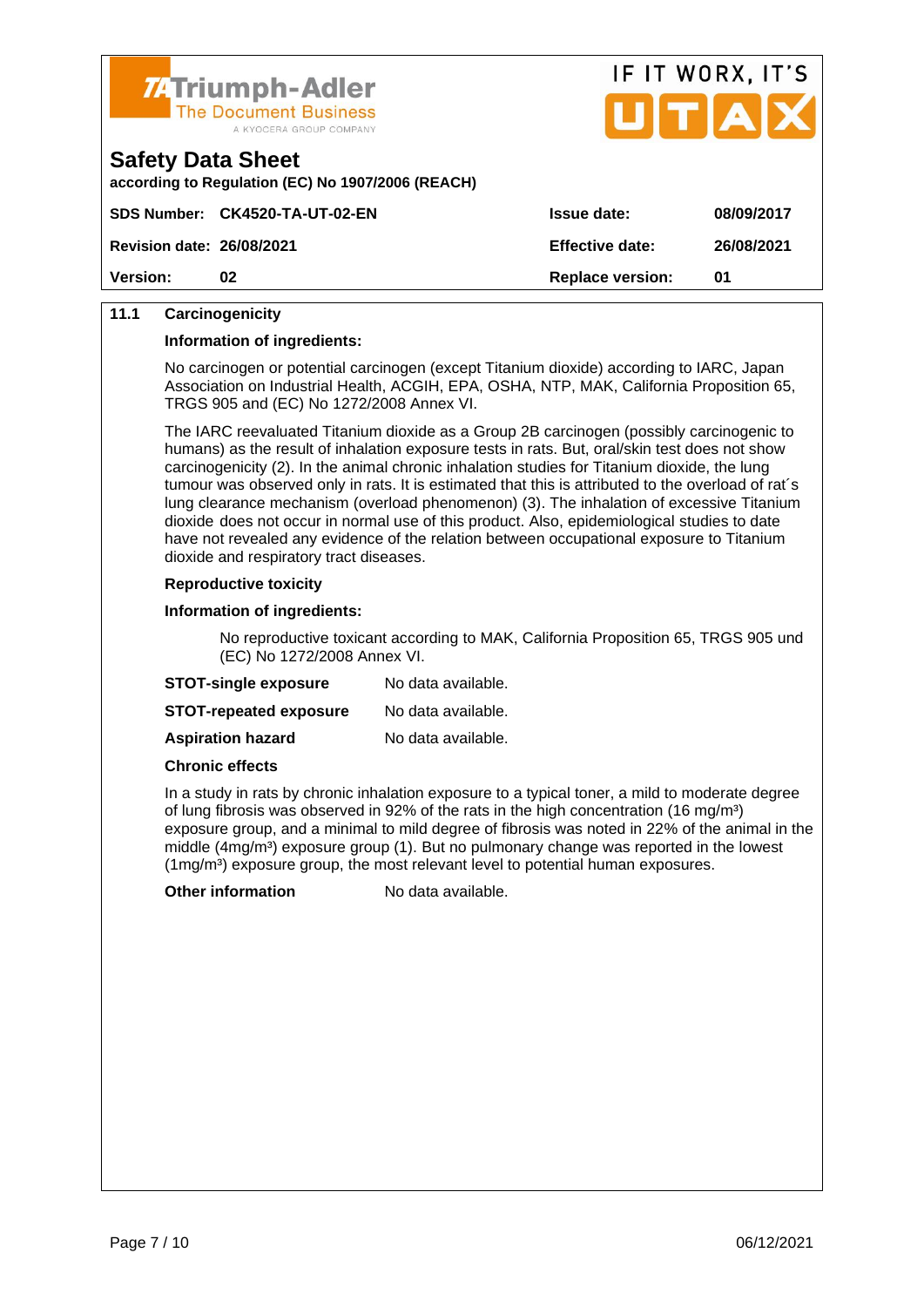### 11.1 Carcinogenicity

**Information of ingredients:**

No carcinogen or potential carcinogen (except Titanium dioxide) according to IARC, Japan Association on Industrial Health, ACGIH, EPA, OSHA, NTP, MAK, California Proposition 65, TRGS 905 and (EC) No 1272/2008 Annex VI.

The IARC reevaluated Titanium dioxide as a Group 2B carcinogen (possibly carcinogenic to humans) as the result of inhalation exposure tests in rats. But, oral/skin test does not show carcinogenicity (2). In the animal chronic inhalation studies for Titanium dioxide, the lung tumour was observed only in rats. It is estimated that this is attributed to the overload of rat´s lung clearance mechanism (overload phenomenon) (3). The inhalation of excessive Titanium dioxide does not occur in normal use of this product. Also, epidemiological studies to date have not revealed any evidence of the relation between occupational exposure to Titanium dioxide and respiratory tract diseases.

**Reproductive toxicity**

**Information of ingredients:**

No reproductive toxicant according to MAK, California Proposition 65, TRGS 905 und (EC) No 1272/2008 Annex VI.

**STOT-single exposure** No data available.

**STOT-repeated exposure** No data available.

**Aspiration hazard** No data available.

**Chronic effects**

In a study in rats by chronic inhalation exposure to a typical toner, a mild to moderate degree of lung fibrosis was observed in 92% of the rats in the high concentration (16 mg/m³) exposure group, and a minimal to mild degree of fibrosis was noted in 22% of the animal in the middle (4mg/m³) exposure group (1). But no pulmonary change was reported in the lowest (1mg/m³) exposure group, the most relevant level to potential human exposures.

**Other information** No data available.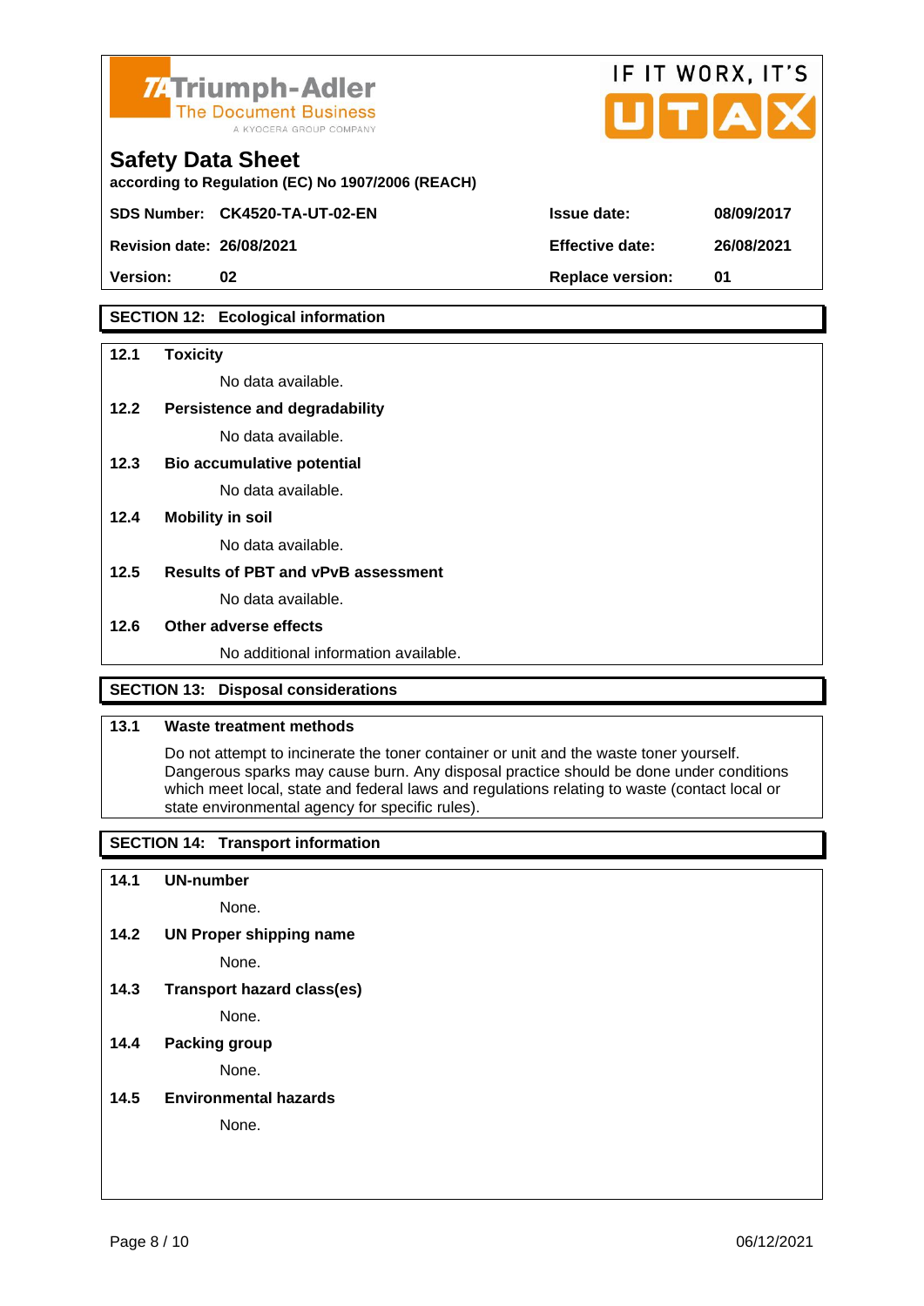## SECTION 12: Ecological information

**12.1 Toxicity**

No data available.

**12.2 Persistence and degradability**

No data available.

**12.3 Bio accumulative potential**

No data available.

**12.4 Mobility in soil**

No data available.

**12.5 Results of PBT and vPvB assessment**

No data available.

**12.6 Other adverse effects**

No additional information available.

## SECTION 13: Disposal considerations

**13.1 Waste treatment methods**

Do not attempt to incinerate the toner container or unit and the waste toner yourself. Dangerous sparks may cause burn. Any disposal practice should be done under conditions which meet local, state and federal laws and regulations relating to waste (contact local or state environmental agency for specific rules).

## SECTION 14: Transport information

**14.1 UN-number**

None.

**14.2 UN Proper shipping name**

None.

**14.3 Transport hazard class(es)**

None.

**14.4 Packing group**

None.

**14.5 Environmental hazards**

None.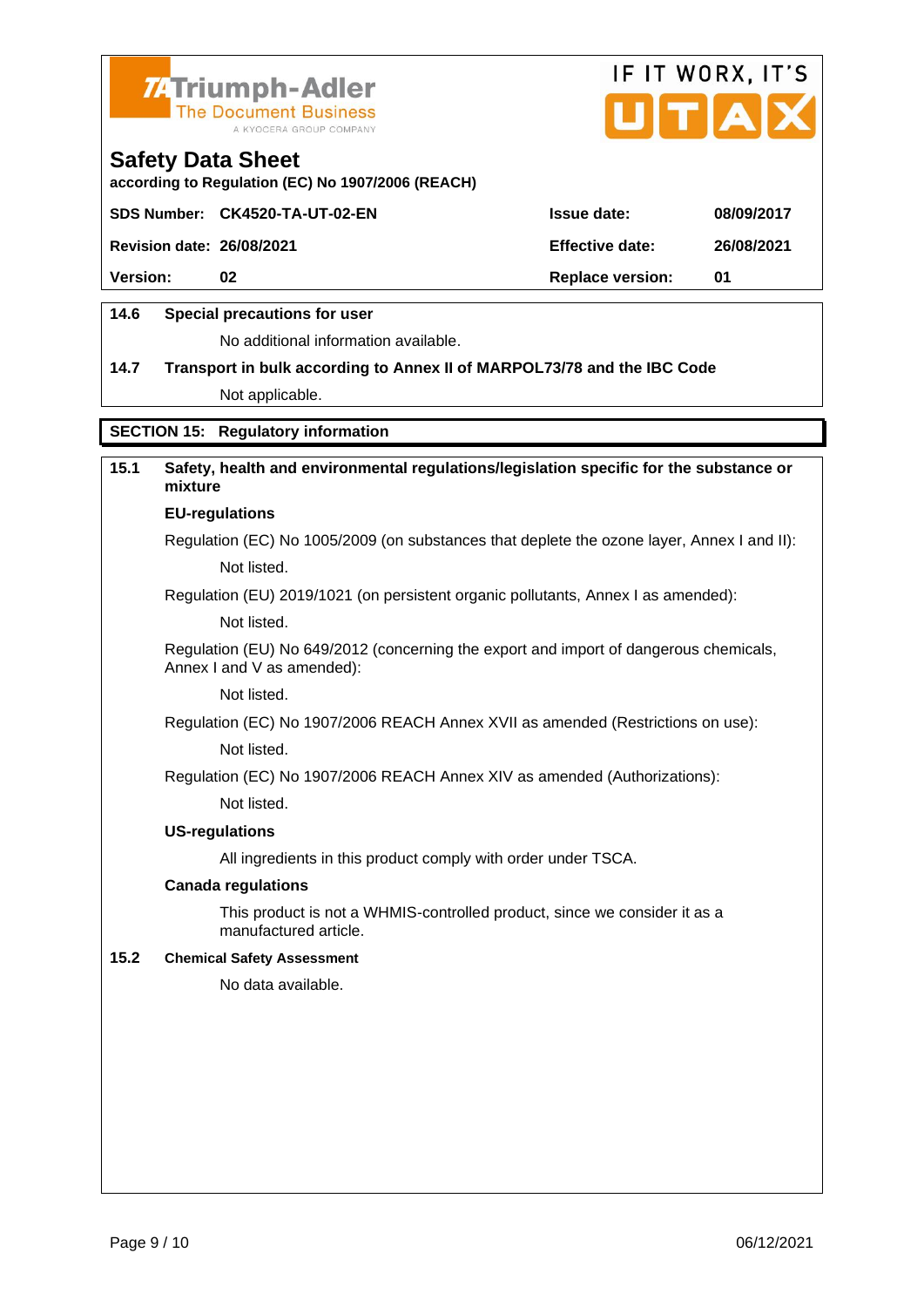## Safety Data Sheet

according to Regulation (EC) No 1907/2006 (REACH)

| SDS Number: | CK4520-TA-UT-02-EN | Issue date: | 08/09/2017 |
|---|---|---|---|
| Revision date: | 26/08/2021 | Effective date: | 26/08/2021 |
| Version: | 02 | Replace version: | 01 |

**14.6 Special precautions for user**

No additional information available.

**14.7 Transport in bulk according to Annex II of MARPOL73/78 and the IBC Code**

Not applicable.

## SECTION 15: Regulatory information

**15.1 Safety, health and environmental regulations/legislation specific for the substance or mixture**

**EU-regulations**

Regulation (EC) No 1005/2009 (on substances that deplete the ozone layer, Annex I and II):

Not listed.

Regulation (EU) 2019/1021 (on persistent organic pollutants, Annex I as amended):

Not listed.

Regulation (EU) No 649/2012 (concerning the export and import of dangerous chemicals, Annex I and V as amended):

Not listed.

Regulation (EC) No 1907/2006 REACH Annex XVII as amended (Restrictions on use):

Not listed.

Regulation (EC) No 1907/2006 REACH Annex XIV as amended (Authorizations):

Not listed.

**US-regulations**

All ingredients in this product comply with order under TSCA.

**Canada regulations**

This product is not a WHMIS-controlled product, since we consider it as a manufactured article.

**15.2 Chemical Safety Assessment**

No data available.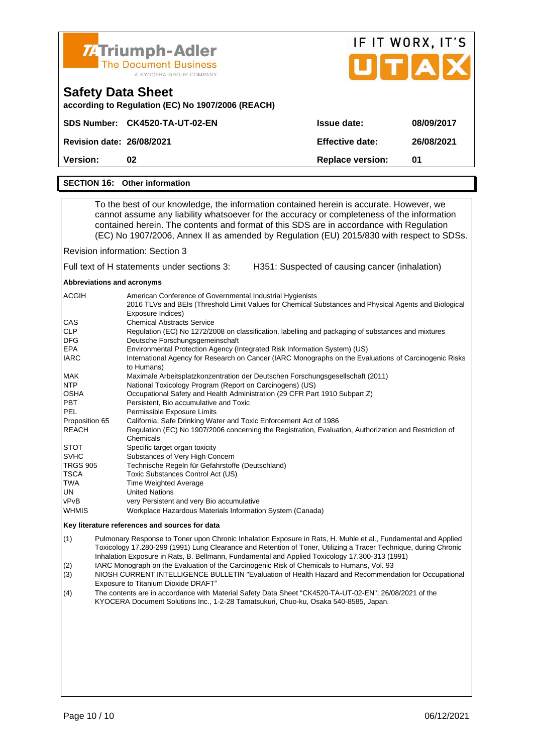## SECTION 16: Other information

To the best of our knowledge, the information contained herein is accurate. However, we cannot assume any liability whatsoever for the accuracy or completeness of the information contained herein. The contents and format of this SDS are in accordance with Regulation (EC) No 1907/2006, Annex II as amended by Regulation (EU) 2015/830 with respect to SDSs.

Revision information: Section 3

Full text of H statements under sections 3: H351: Suspected of causing cancer (inhalation)

**Abbreviations and acronyms**

| | |
|---|---|
| ACGIH | American Conference of Governmental Industrial Hygienists<br>2016 TLVs and BEIs (Threshold Limit Values for Chemical Substances and Physical Agents and Biological Exposure Indices) |
| CAS | Chemical Abstracts Service |
| CLP | Regulation (EC) No 1272/2008 on classification, labelling and packaging of substances and mixtures |
| DFG | Deutsche Forschungsgemeinschaft |
| EPA | Environmental Protection Agency (Integrated Risk Information System) (US) |
| IARC | International Agency for Research on Cancer (IARC Monographs on the Evaluations of Carcinogenic Risks to Humans) |
| MAK | Maximale Arbeitsplatzkonzentration der Deutschen Forschungsgesellschaft (2011) |
| NTP | National Toxicology Program (Report on Carcinogens) (US) |
| OSHA | Occupational Safety and Health Administration (29 CFR Part 1910 Subpart Z) |
| PBT | Persistent, Bio accumulative and Toxic |
| PEL | Permissible Exposure Limits |
| Proposition 65 | California, Safe Drinking Water and Toxic Enforcement Act of 1986 |
| REACH | Regulation (EC) No 1907/2006 concerning the Registration, Evaluation, Authorization and Restriction of Chemicals |
| STOT | Specific target organ toxicity |
| SVHC | Substances of Very High Concern |
| TRGS 905 | Technische Regeln für Gefahrstoffe (Deutschland) |
| TSCA | Toxic Substances Control Act (US) |
| TWA | Time Weighted Average |
| UN | United Nations |
| vPvB | very Persistent and very Bio accumulative |
| WHMIS | Workplace Hazardous Materials Information System (Canada) |

**Key literature references and sources for data**

(1) Pulmonary Response to Toner upon Chronic Inhalation Exposure in Rats, H. Muhle et al., Fundamental and Applied Toxicology 17.280-299 (1991) Lung Clearance and Retention of Toner, Utilizing a Tracer Technique, during Chronic Inhalation Exposure in Rats, B. Bellmann, Fundamental and Applied Toxicology 17.300-313 (1991)

(2) IARC Monograph on the Evaluation of the Carcinogenic Risk of Chemicals to Humans, Vol. 93

(3) NIOSH CURRENT INTELLIGENCE BULLETIN "Evaluation of Health Hazard and Recommendation for Occupational Exposure to Titanium Dioxide DRAFT"

(4) The contents are in accordance with Material Safety Data Sheet "CK4520-TA-UT-02-EN"; 26/08/2021 of the KYOCERA Document Solutions Inc., 1-2-28 Tamatsukuri, Chuo-ku, Osaka 540-8585, Japan.